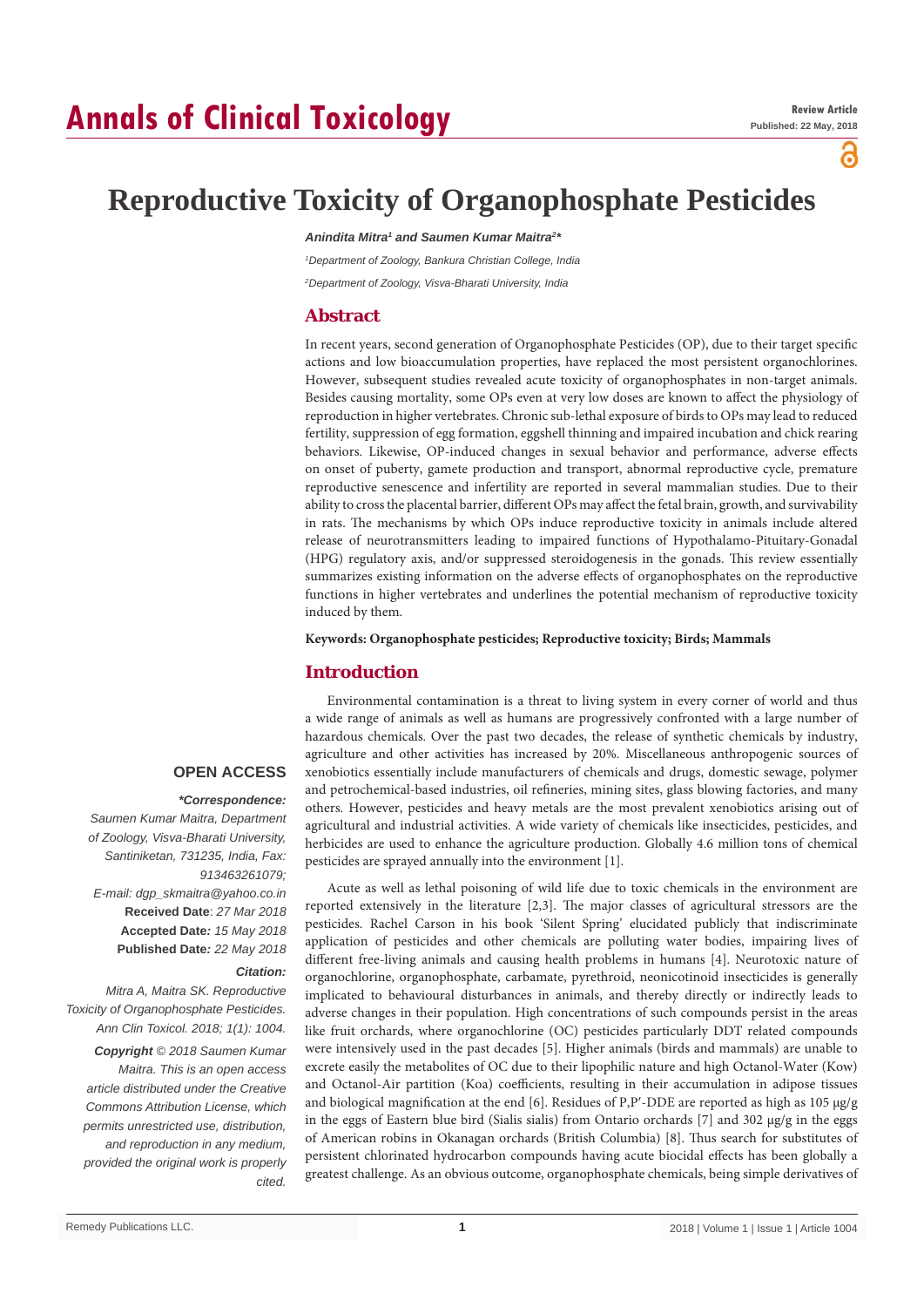# Reproductive Toxicity of Organophosphate Pesticides

***Anindita Mitra[1] and Saumen Kumar Maitra[2]****

*[1]Department of Zoology, Bankura Christian College, India*

*[2]Department of Zoology, Visva-Bharati University, India*

## Abstract

In recent years, second generation of Organophosphate Pesticides (OP), due to their target specific actions and low bioaccumulation properties, have replaced the most persistent organochlorines. However, subsequent studies revealed acute toxicity of organophosphates in non-target animals. Besides causing mortality, some OPs even at very low doses are known to affect the physiology of reproduction in higher vertebrates. Chronic sub-lethal exposure of birds to OPs may lead to reduced fertility, suppression of egg formation, eggshell thinning and impaired incubation and chick rearing behaviors. Likewise, OP-induced changes in sexual behavior and performance, adverse effects on onset of puberty, gamete production and transport, abnormal reproductive cycle, premature reproductive senescence and infertility are reported in several mammalian studies. Due to their ability to cross the placental barrier, different OPs may affect the fetal brain, growth, and survivability in rats. The mechanisms by which OPs induce reproductive toxicity in animals include altered release of neurotransmitters leading to impaired functions of Hypothalamo-Pituitary-Gonadal (HPG) regulatory axis, and/or suppressed steroidogenesis in the gonads. This review essentially summarizes existing information on the adverse effects of organophosphates on the reproductive functions in higher vertebrates and underlines the potential mechanism of reproductive toxicity induced by them.

**Keywords: Organophosphate pesticides; Reproductive toxicity; Birds; Mammals**

**OPEN ACCESS**

***\*Correspondence:***

*Saumen Kumar Maitra, Department of Zoology, Visva-Bharati University, Santiniketan, 731235, India, Fax: 913463261079;*

*E-mail: dgp_skmaitra@yahoo.co.in*

**Received Date**: *27 Mar 2018*

**Accepted Date***: 15 May 2018*

**Published Date***: 22 May 2018*

***Citation:***

*Mitra A, Maitra SK. Reproductive Toxicity of Organophosphate Pesticides. Ann Clin Toxicol. 2018; 1(1): 1004.*

***Copyright** © 2018 Saumen Kumar Maitra. This is an open access article distributed under the Creative Commons Attribution License, which permits unrestricted use, distribution, and reproduction in any medium, provided the original work is properly cited.*

## Introduction

Environmental contamination is a threat to living system in every corner of world and thus a wide range of animals as well as humans are progressively confronted with a large number of hazardous chemicals. Over the past two decades, the release of synthetic chemicals by industry, agriculture and other activities has increased by 20%. Miscellaneous anthropogenic sources of xenobiotics essentially include manufacturers of chemicals and drugs, domestic sewage, polymer and petrochemical-based industries, oil refineries, mining sites, glass blowing factories, and many others. However, pesticides and heavy metals are the most prevalent xenobiotics arising out of agricultural and industrial activities. A wide variety of chemicals like insecticides, pesticides, and herbicides are used to enhance the agriculture production. Globally 4.6 million tons of chemical pesticides are sprayed annually into the environment [1].

Acute as well as lethal poisoning of wild life due to toxic chemicals in the environment are reported extensively in the literature [2,3]. The major classes of agricultural stressors are the pesticides. Rachel Carson in his book 'Silent Spring' elucidated publicly that indiscriminate application of pesticides and other chemicals are polluting water bodies, impairing lives of different free-living animals and causing health problems in humans [4]. Neurotoxic nature of organochlorine, organophosphate, carbamate, pyrethroid, neonicotinoid insecticides is generally implicated to behavioural disturbances in animals, and thereby directly or indirectly leads to adverse changes in their population. High concentrations of such compounds persist in the areas like fruit orchards, where organochlorine (OC) pesticides particularly DDT related compounds were intensively used in the past decades [5]. Higher animals (birds and mammals) are unable to excrete easily the metabolites of OC due to their lipophilic nature and high Octanol-Water (Kow) and Octanol-Air partition (Koa) coefficients, resulting in their accumulation in adipose tissues and biological magnification at the end [6]. Residues of P,P'-DDE are reported as high as 105 μg/g in the eggs of Eastern blue bird (Sialis sialis) from Ontario orchards [7] and 302 μg/g in the eggs of American robins in Okanagan orchards (British Columbia) [8]. Thus search for substitutes of persistent chlorinated hydrocarbon compounds having acute biocidal effects has been globally a greatest challenge. As an obvious outcome, organophosphate chemicals, being simple derivatives of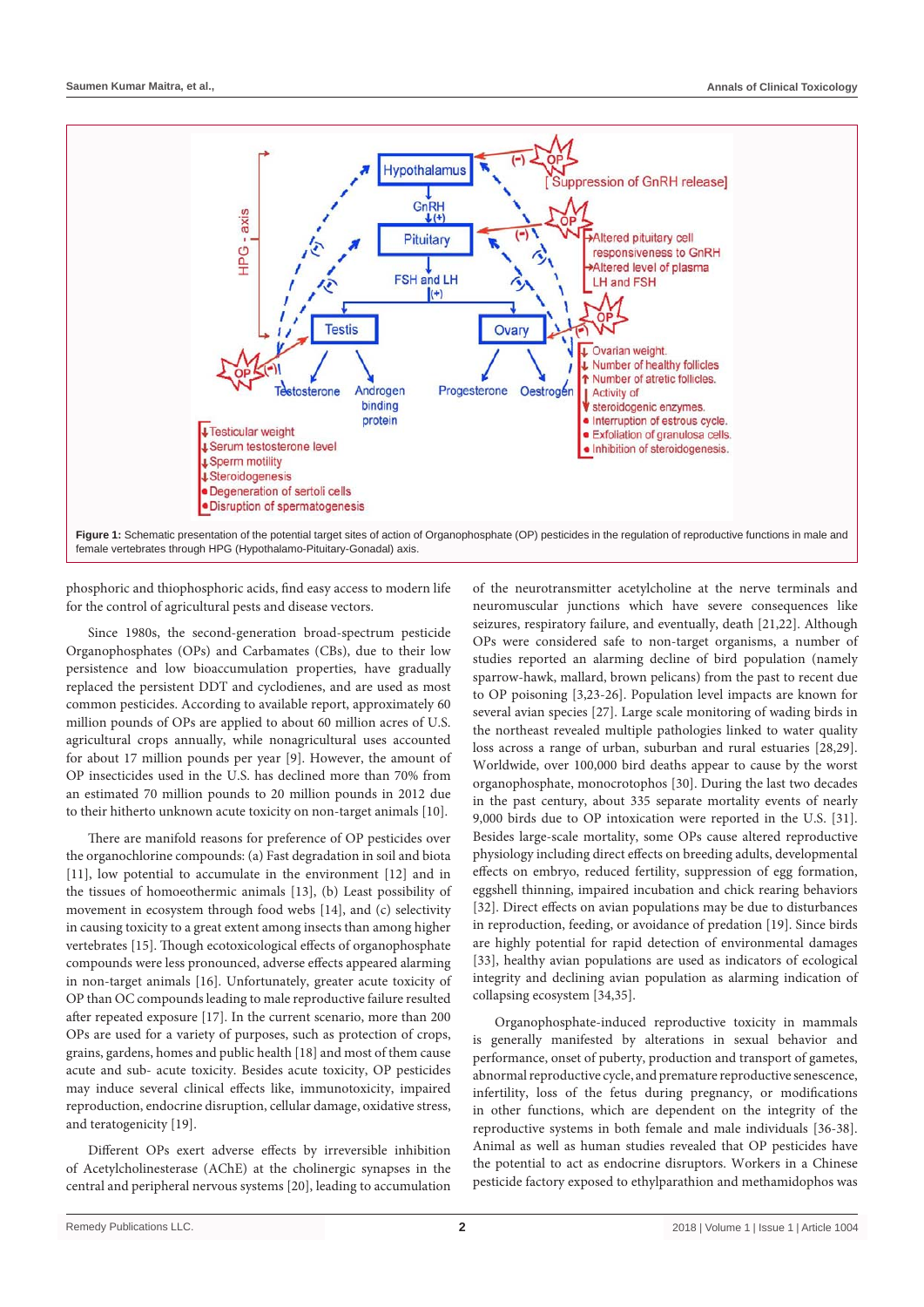**Figure 1:** Schematic presentation of the potential target sites of action of Organophosphate (OP) pesticides in the regulation of reproductive functions in male and female vertebrates through HPG (Hypothalamo-Pituitary-Gonadal) axis.

phosphoric and thiophosphoric acids, find easy access to modern life for the control of agricultural pests and disease vectors.

Since 1980s, the second-generation broad-spectrum pesticide Organophosphates (OPs) and Carbamates (CBs), due to their low persistence and low bioaccumulation properties, have gradually replaced the persistent DDT and cyclodienes, and are used as most common pesticides. According to available report, approximately 60 million pounds of OPs are applied to about 60 million acres of U.S. agricultural crops annually, while nonagricultural uses accounted for about 17 million pounds per year [9]. However, the amount of OP insecticides used in the U.S. has declined more than 70% from an estimated 70 million pounds to 20 million pounds in 2012 due to their hitherto unknown acute toxicity on non-target animals [10].

There are manifold reasons for preference of OP pesticides over the organochlorine compounds: (a) Fast degradation in soil and biota [11], low potential to accumulate in the environment [12] and in the tissues of homoeothermic animals [13], (b) Least possibility of movement in ecosystem through food webs [14], and (c) selectivity in causing toxicity to a great extent among insects than among higher vertebrates [15]. Though ecotoxicological effects of organophosphate compounds were less pronounced, adverse effects appeared alarming in non-target animals [16]. Unfortunately, greater acute toxicity of OP than OC compounds leading to male reproductive failure resulted after repeated exposure [17]. In the current scenario, more than 200 OPs are used for a variety of purposes, such as protection of crops, grains, gardens, homes and public health [18] and most of them cause acute and sub- acute toxicity. Besides acute toxicity, OP pesticides may induce several clinical effects like, immunotoxicity, impaired reproduction, endocrine disruption, cellular damage, oxidative stress, and teratogenicity [19].

Different OPs exert adverse effects by irreversible inhibition of Acetylcholinesterase (AChE) at the cholinergic synapses in the central and peripheral nervous systems [20], leading to accumulation of the neurotransmitter acetylcholine at the nerve terminals and neuromuscular junctions which have severe consequences like seizures, respiratory failure, and eventually, death [21,22]. Although OPs were considered safe to non-target organisms, a number of studies reported an alarming decline of bird population (namely sparrow-hawk, mallard, brown pelicans) from the past to recent due to OP poisoning [3,23-26]. Population level impacts are known for several avian species [27]. Large scale monitoring of wading birds in the northeast revealed multiple pathologies linked to water quality loss across a range of urban, suburban and rural estuaries [28,29]. Worldwide, over 100,000 bird deaths appear to cause by the worst organophosphate, monocrotophos [30]. During the last two decades in the past century, about 335 separate mortality events of nearly 9,000 birds due to OP intoxication were reported in the U.S. [31]. Besides large-scale mortality, some OPs cause altered reproductive physiology including direct effects on breeding adults, developmental effects on embryo, reduced fertility, suppression of egg formation, eggshell thinning, impaired incubation and chick rearing behaviors [32]. Direct effects on avian populations may be due to disturbances in reproduction, feeding, or avoidance of predation [19]. Since birds are highly potential for rapid detection of environmental damages [33], healthy avian populations are used as indicators of ecological integrity and declining avian population as alarming indication of collapsing ecosystem [34,35].

Organophosphate-induced reproductive toxicity in mammals is generally manifested by alterations in sexual behavior and performance, onset of puberty, production and transport of gametes, abnormal reproductive cycle, and premature reproductive senescence, infertility, loss of the fetus during pregnancy, or modifications in other functions, which are dependent on the integrity of the reproductive systems in both female and male individuals [36-38]. Animal as well as human studies revealed that OP pesticides have the potential to act as endocrine disruptors. Workers in a Chinese pesticide factory exposed to ethylparathion and methamidophos was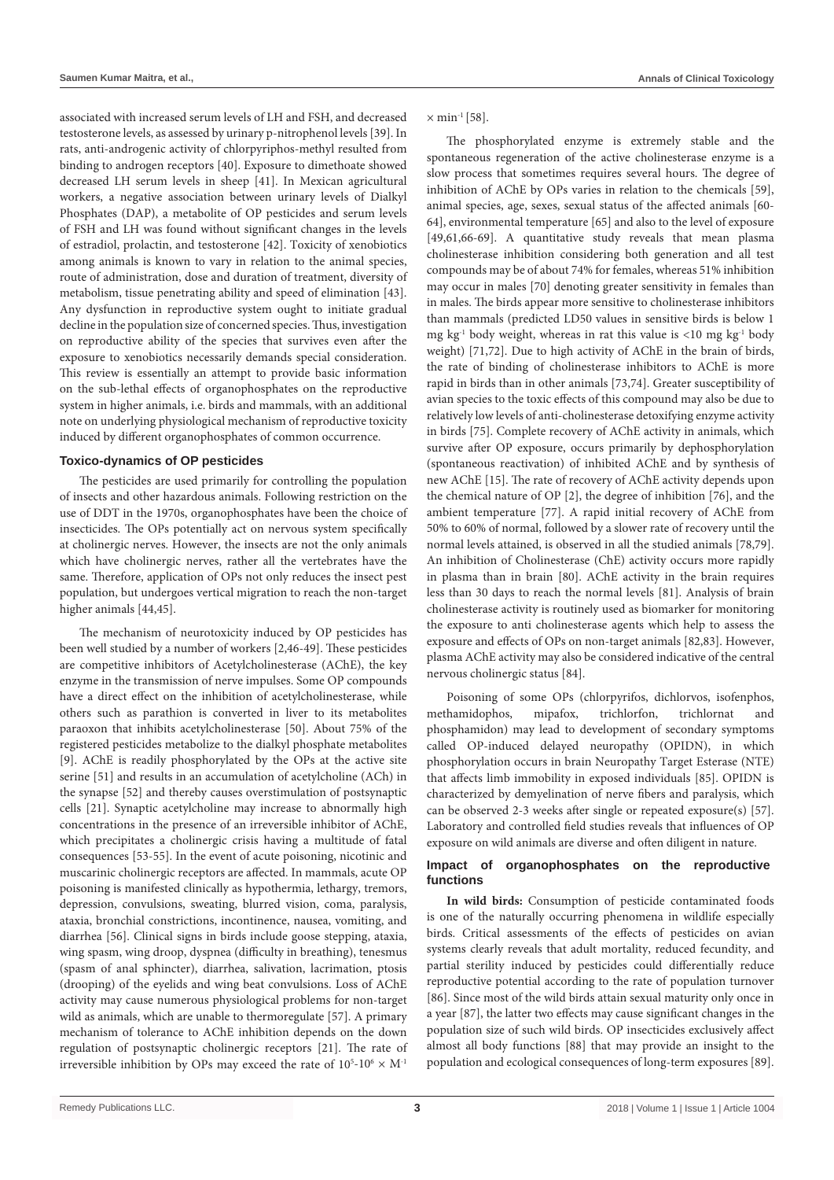associated with increased serum levels of LH and FSH, and decreased testosterone levels, as assessed by urinary p-nitrophenol levels [39]. In rats, anti-androgenic activity of chlorpyriphos-methyl resulted from binding to androgen receptors [40]. Exposure to dimethoate showed decreased LH serum levels in sheep [41]. In Mexican agricultural workers, a negative association between urinary levels of Dialkyl Phosphates (DAP), a metabolite of OP pesticides and serum levels of FSH and LH was found without significant changes in the levels of estradiol, prolactin, and testosterone [42]. Toxicity of xenobiotics among animals is known to vary in relation to the animal species, route of administration, dose and duration of treatment, diversity of metabolism, tissue penetrating ability and speed of elimination [43]. Any dysfunction in reproductive system ought to initiate gradual decline in the population size of concerned species. Thus, investigation on reproductive ability of the species that survives even after the exposure to xenobiotics necessarily demands special consideration. This review is essentially an attempt to provide basic information on the sub-lethal effects of organophosphates on the reproductive system in higher animals, i.e. birds and mammals, with an additional note on underlying physiological mechanism of reproductive toxicity induced by different organophosphates of common occurrence.

## Toxico-dynamics of OP pesticides

The pesticides are used primarily for controlling the population of insects and other hazardous animals. Following restriction on the use of DDT in the 1970s, organophosphates have been the choice of insecticides. The OPs potentially act on nervous system specifically at cholinergic nerves. However, the insects are not the only animals which have cholinergic nerves, rather all the vertebrates have the same. Therefore, application of OPs not only reduces the insect pest population, but undergoes vertical migration to reach the non-target higher animals [44,45].

The mechanism of neurotoxicity induced by OP pesticides has been well studied by a number of workers [2,46-49]. These pesticides are competitive inhibitors of Acetylcholinesterase (AChE), the key enzyme in the transmission of nerve impulses. Some OP compounds have a direct effect on the inhibition of acetylcholinesterase, while others such as parathion is converted in liver to its metabolites paraoxon that inhibits acetylcholinesterase [50]. About 75% of the registered pesticides metabolize to the dialkyl phosphate metabolites [9]. AChE is readily phosphorylated by the OPs at the active site serine [51] and results in an accumulation of acetylcholine (ACh) in the synapse [52] and thereby causes overstimulation of postsynaptic cells [21]. Synaptic acetylcholine may increase to abnormally high concentrations in the presence of an irreversible inhibitor of AChE, which precipitates a cholinergic crisis having a multitude of fatal consequences [53-55]. In the event of acute poisoning, nicotinic and muscarinic cholinergic receptors are affected. In mammals, acute OP poisoning is manifested clinically as hypothermia, lethargy, tremors, depression, convulsions, sweating, blurred vision, coma, paralysis, ataxia, bronchial constrictions, incontinence, nausea, vomiting, and diarrhea [56]. Clinical signs in birds include goose stepping, ataxia, wing spasm, wing droop, dyspnea (difficulty in breathing), tenesmus (spasm of anal sphincter), diarrhea, salivation, lacrimation, ptosis (drooping) of the eyelids and wing beat convulsions. Loss of AChE activity may cause numerous physiological problems for non-target wild as animals, which are unable to thermoregulate [57]. A primary mechanism of tolerance to AChE inhibition depends on the down regulation of postsynaptic cholinergic receptors [21]. The rate of irreversible inhibition by OPs may exceed the rate of $10^5$-$10^6 \times M^{-1} \times min^{-1}$ [58].

The phosphorylated enzyme is extremely stable and the spontaneous regeneration of the active cholinesterase enzyme is a slow process that sometimes requires several hours. The degree of inhibition of AChE by OPs varies in relation to the chemicals [59], animal species, age, sexes, sexual status of the affected animals [60-64], environmental temperature [65] and also to the level of exposure [49,61,66-69]. A quantitative study reveals that mean plasma cholinesterase inhibition considering both generation and all test compounds may be of about 74% for females, whereas 51% inhibition may occur in males [70] denoting greater sensitivity in females than in males. The birds appear more sensitive to cholinesterase inhibitors than mammals (predicted LD50 values in sensitive birds is below 1 mg $kg^{-1}$ body weight, whereas in rat this value is <10 mg $kg^{-1}$ body weight) [71,72]. Due to high activity of AChE in the brain of birds, the rate of binding of cholinesterase inhibitors to AChE is more rapid in birds than in other animals [73,74]. Greater susceptibility of avian species to the toxic effects of this compound may also be due to relatively low levels of anti-cholinesterase detoxifying enzyme activity in birds [75]. Complete recovery of AChE activity in animals, which survive after OP exposure, occurs primarily by dephosphorylation (spontaneous reactivation) of inhibited AChE and by synthesis of new AChE [15]. The rate of recovery of AChE activity depends upon the chemical nature of OP [2], the degree of inhibition [76], and the ambient temperature [77]. A rapid initial recovery of AChE from 50% to 60% of normal, followed by a slower rate of recovery until the normal levels attained, is observed in all the studied animals [78,79]. An inhibition of Cholinesterase (ChE) activity occurs more rapidly in plasma than in brain [80]. AChE activity in the brain requires less than 30 days to reach the normal levels [81]. Analysis of brain cholinesterase activity is routinely used as biomarker for monitoring the exposure to anti cholinesterase agents which help to assess the exposure and effects of OPs on non-target animals [82,83]. However, plasma AChE activity may also be considered indicative of the central nervous cholinergic status [84].

Poisoning of some OPs (chlorpyrifos, dichlorvos, isofenphos, methamidophos, mipafox, trichlorfon, trichlornat and phosphamidon) may lead to development of secondary symptoms called OP-induced delayed neuropathy (OPIDN), in which phosphorylation occurs in brain Neuropathy Target Esterase (NTE) that affects limb immobility in exposed individuals [85]. OPIDN is characterized by demyelination of nerve fibers and paralysis, which can be observed 2-3 weeks after single or repeated exposure(s) [57]. Laboratory and controlled field studies reveals that influences of OP exposure on wild animals are diverse and often diligent in nature.

## Impact of organophosphates on the reproductive functions

**In wild birds:** Consumption of pesticide contaminated foods is one of the naturally occurring phenomena in wildlife especially birds. Critical assessments of the effects of pesticides on avian systems clearly reveals that adult mortality, reduced fecundity, and partial sterility induced by pesticides could differentially reduce reproductive potential according to the rate of population turnover [86]. Since most of the wild birds attain sexual maturity only once in a year [87], the latter two effects may cause significant changes in the population size of such wild birds. OP insecticides exclusively affect almost all body functions [88] that may provide an insight to the population and ecological consequences of long-term exposures [89].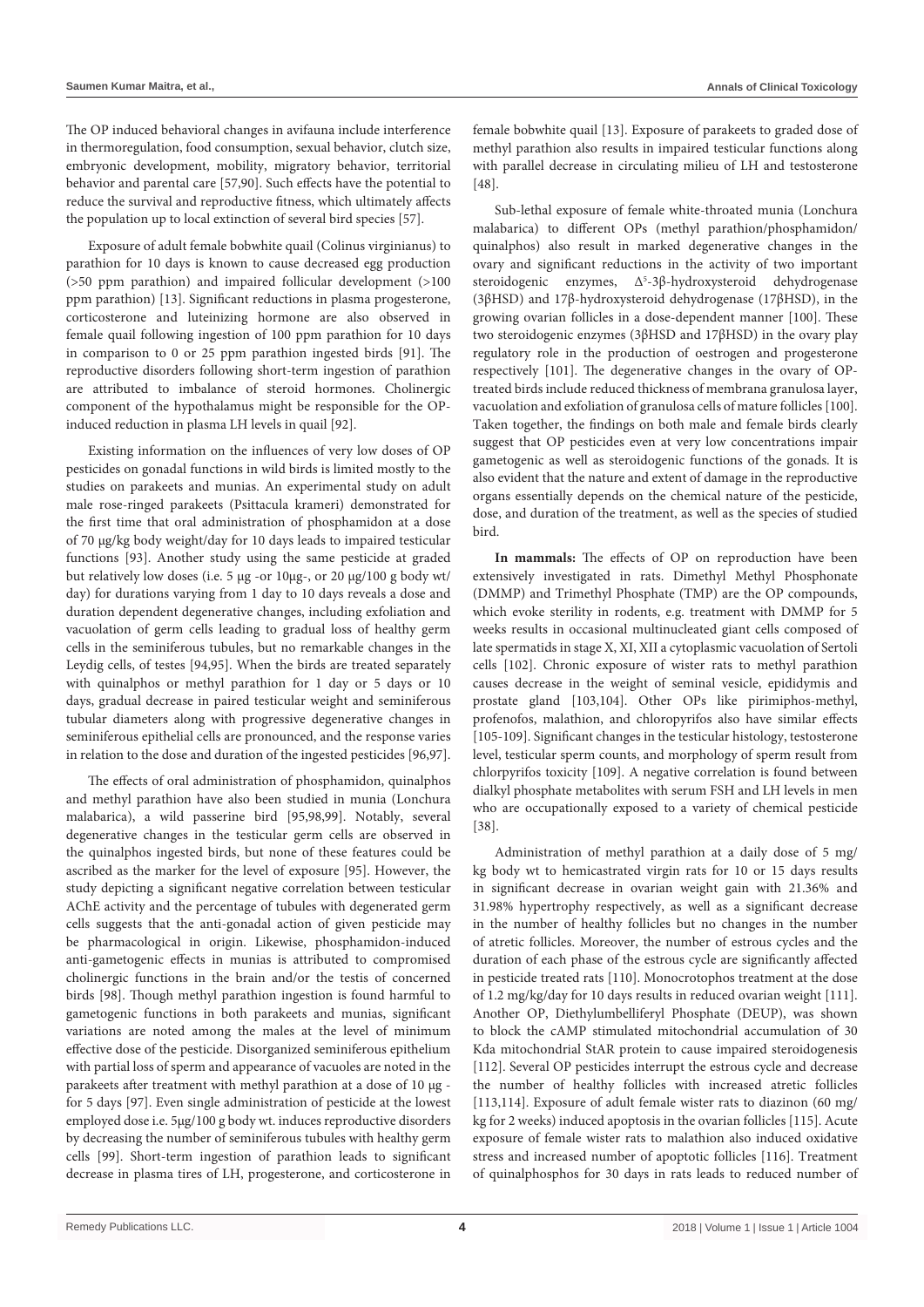The OP induced behavioral changes in avifauna include interference in thermoregulation, food consumption, sexual behavior, clutch size, embryonic development, mobility, migratory behavior, territorial behavior and parental care [57,90]. Such effects have the potential to reduce the survival and reproductive fitness, which ultimately affects the population up to local extinction of several bird species [57].

Exposure of adult female bobwhite quail (Colinus virginianus) to parathion for 10 days is known to cause decreased egg production (>50 ppm parathion) and impaired follicular development (>100 ppm parathion) [13]. Significant reductions in plasma progesterone, corticosterone and luteinizing hormone are also observed in female quail following ingestion of 100 ppm parathion for 10 days in comparison to 0 or 25 ppm parathion ingested birds [91]. The reproductive disorders following short-term ingestion of parathion are attributed to imbalance of steroid hormones. Cholinergic component of the hypothalamus might be responsible for the OP-induced reduction in plasma LH levels in quail [92].

Existing information on the influences of very low doses of OP pesticides on gonadal functions in wild birds is limited mostly to the studies on parakeets and munias. An experimental study on adult male rose-ringed parakeets (Psittacula krameri) demonstrated for the first time that oral administration of phosphamidon at a dose of 70 μg/kg body weight/day for 10 days leads to impaired testicular functions [93]. Another study using the same pesticide at graded but relatively low doses (i.e. 5 μg -or 10μg-, or 20 μg/100 g body wt/ day) for durations varying from 1 day to 10 days reveals a dose and duration dependent degenerative changes, including exfoliation and vacuolation of germ cells leading to gradual loss of healthy germ cells in the seminiferous tubules, but no remarkable changes in the Leydig cells, of testes [94,95]. When the birds are treated separately with quinalphos or methyl parathion for 1 day or 5 days or 10 days, gradual decrease in paired testicular weight and seminiferous tubular diameters along with progressive degenerative changes in seminiferous epithelial cells are pronounced, and the response varies in relation to the dose and duration of the ingested pesticides [96,97].

The effects of oral administration of phosphamidon, quinalphos and methyl parathion have also been studied in munia (Lonchura malabarica), a wild passerine bird [95,98,99]. Notably, several degenerative changes in the testicular germ cells are observed in the quinalphos ingested birds, but none of these features could be ascribed as the marker for the level of exposure [95]. However, the study depicting a significant negative correlation between testicular AChE activity and the percentage of tubules with degenerated germ cells suggests that the anti-gonadal action of given pesticide may be pharmacological in origin. Likewise, phosphamidon-induced anti-gametogenic effects in munias is attributed to compromised cholinergic functions in the brain and/or the testis of concerned birds [98]. Though methyl parathion ingestion is found harmful to gametogenic functions in both parakeets and munias, significant variations are noted among the males at the level of minimum effective dose of the pesticide. Disorganized seminiferous epithelium with partial loss of sperm and appearance of vacuoles are noted in the parakeets after treatment with methyl parathion at a dose of 10 μg - for 5 days [97]. Even single administration of pesticide at the lowest employed dose i.e. 5μg/100 g body wt. induces reproductive disorders by decreasing the number of seminiferous tubules with healthy germ cells [99]. Short-term ingestion of parathion leads to significant decrease in plasma tires of LH, progesterone, and corticosterone in female bobwhite quail [13]. Exposure of parakeets to graded dose of methyl parathion also results in impaired testicular functions along with parallel decrease in circulating milieu of LH and testosterone [48].

Sub-lethal exposure of female white-throated munia (Lonchura malabarica) to different OPs (methyl parathion/phosphamidon/ quinalphos) also result in marked degenerative changes in the ovary and significant reductions in the activity of two important steroidogenic enzymes, $\Delta^5$-3β-hydroxysteroid dehydrogenase (3βHSD) and 17β-hydroxysteroid dehydrogenase (17βHSD), in the growing ovarian follicles in a dose-dependent manner [100]. These two steroidogenic enzymes (3βHSD and 17βHSD) in the ovary play regulatory role in the production of oestrogen and progesterone respectively [101]. The degenerative changes in the ovary of OP-treated birds include reduced thickness of membrana granulosa layer, vacuolation and exfoliation of granulosa cells of mature follicles [100]. Taken together, the findings on both male and female birds clearly suggest that OP pesticides even at very low concentrations impair gametogenic as well as steroidogenic functions of the gonads. It is also evident that the nature and extent of damage in the reproductive organs essentially depends on the chemical nature of the pesticide, dose, and duration of the treatment, as well as the species of studied bird.

**In mammals:** The effects of OP on reproduction have been extensively investigated in rats. Dimethyl Methyl Phosphonate (DMMP) and Trimethyl Phosphate (TMP) are the OP compounds, which evoke sterility in rodents, e.g. treatment with DMMP for 5 weeks results in occasional multinucleated giant cells composed of late spermatids in stage X, XI, XII a cytoplasmic vacuolation of Sertoli cells [102]. Chronic exposure of wister rats to methyl parathion causes decrease in the weight of seminal vesicle, epididymis and prostate gland [103,104]. Other OPs like pirimiphos-methyl, profenofos, malathion, and chloropyrifos also have similar effects [105-109]. Significant changes in the testicular histology, testosterone level, testicular sperm counts, and morphology of sperm result from chlorpyrifos toxicity [109]. A negative correlation is found between dialkyl phosphate metabolites with serum FSH and LH levels in men who are occupationally exposed to a variety of chemical pesticide [38].

Administration of methyl parathion at a daily dose of 5 mg/ kg body wt to hemicastrated virgin rats for 10 or 15 days results in significant decrease in ovarian weight gain with 21.36% and 31.98% hypertrophy respectively, as well as a significant decrease in the number of healthy follicles but no changes in the number of atretic follicles. Moreover, the number of estrous cycles and the duration of each phase of the estrous cycle are significantly affected in pesticide treated rats [110]. Monocrotophos treatment at the dose of 1.2 mg/kg/day for 10 days results in reduced ovarian weight [111]. Another OP, Diethylumbelliferyl Phosphate (DEUP), was shown to block the cAMP stimulated mitochondrial accumulation of 30 Kda mitochondrial StAR protein to cause impaired steroidogenesis [112]. Several OP pesticides interrupt the estrous cycle and decrease the number of healthy follicles with increased atretic follicles [113,114]. Exposure of adult female wister rats to diazinon (60 mg/ kg for 2 weeks) induced apoptosis in the ovarian follicles [115]. Acute exposure of female wister rats to malathion also induced oxidative stress and increased number of apoptotic follicles [116]. Treatment of quinalphosphos for 30 days in rats leads to reduced number of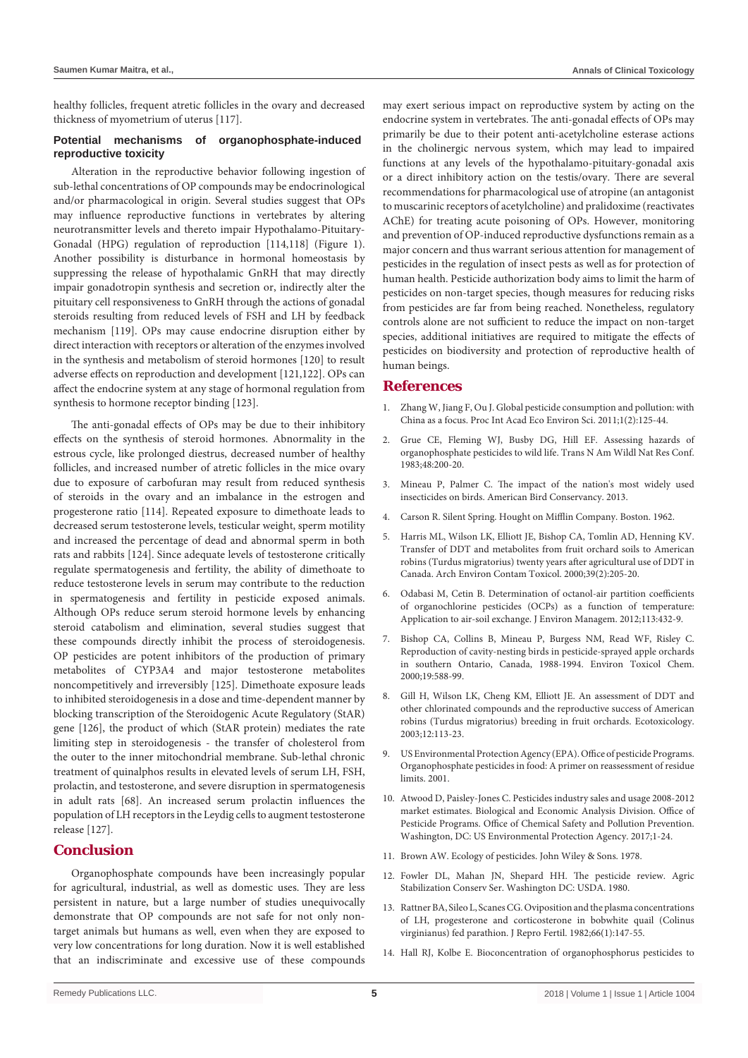healthy follicles, frequent atretic follicles in the ovary and decreased thickness of myometrium of uterus [117].

### Potential mechanisms of organophosphate-induced reproductive toxicity

Alteration in the reproductive behavior following ingestion of sub-lethal concentrations of OP compounds may be endocrinological and/or pharmacological in origin. Several studies suggest that OPs may influence reproductive functions in vertebrates by altering neurotransmitter levels and thereto impair Hypothalamo-Pituitary-Gonadal (HPG) regulation of reproduction [114,118] (Figure 1). Another possibility is disturbance in hormonal homeostasis by suppressing the release of hypothalamic GnRH that may directly impair gonadotropin synthesis and secretion or, indirectly alter the pituitary cell responsiveness to GnRH through the actions of gonadal steroids resulting from reduced levels of FSH and LH by feedback mechanism [119]. OPs may cause endocrine disruption either by direct interaction with receptors or alteration of the enzymes involved in the synthesis and metabolism of steroid hormones [120] to result adverse effects on reproduction and development [121,122]. OPs can affect the endocrine system at any stage of hormonal regulation from synthesis to hormone receptor binding [123].

The anti-gonadal effects of OPs may be due to their inhibitory effects on the synthesis of steroid hormones. Abnormality in the estrous cycle, like prolonged diestrus, decreased number of healthy follicles, and increased number of atretic follicles in the mice ovary due to exposure of carbofuran may result from reduced synthesis of steroids in the ovary and an imbalance in the estrogen and progesterone ratio [114]. Repeated exposure to dimethoate leads to decreased serum testosterone levels, testicular weight, sperm motility and increased the percentage of dead and abnormal sperm in both rats and rabbits [124]. Since adequate levels of testosterone critically regulate spermatogenesis and fertility, the ability of dimethoate to reduce testosterone levels in serum may contribute to the reduction in spermatogenesis and fertility in pesticide exposed animals. Although OPs reduce serum steroid hormone levels by enhancing steroid catabolism and elimination, several studies suggest that these compounds directly inhibit the process of steroidogenesis. OP pesticides are potent inhibitors of the production of primary metabolites of CYP3A4 and major testosterone metabolites noncompetitively and irreversibly [125]. Dimethoate exposure leads to inhibited steroidogenesis in a dose and time-dependent manner by blocking transcription of the Steroidogenic Acute Regulatory (StAR) gene [126], the product of which (StAR protein) mediates the rate limiting step in steroidogenesis - the transfer of cholesterol from the outer to the inner mitochondrial membrane. Sub-lethal chronic treatment of quinalphos results in elevated levels of serum LH, FSH, prolactin, and testosterone, and severe disruption in spermatogenesis in adult rats [68]. An increased serum prolactin influences the population of LH receptors in the Leydig cells to augment testosterone release [127].

## Conclusion

Organophosphate compounds have been increasingly popular for agricultural, industrial, as well as domestic uses. They are less persistent in nature, but a large number of studies unequivocally demonstrate that OP compounds are not safe for not only non-target animals but humans as well, even when they are exposed to very low concentrations for long duration. Now it is well established that an indiscriminate and excessive use of these compounds may exert serious impact on reproductive system by acting on the endocrine system in vertebrates. The anti-gonadal effects of OPs may primarily be due to their potent anti-acetylcholine esterase actions in the cholinergic nervous system, which may lead to impaired functions at any levels of the hypothalamo-pituitary-gonadal axis or a direct inhibitory action on the testis/ovary. There are several recommendations for pharmacological use of atropine (an antagonist to muscarinic receptors of acetylcholine) and pralidoxime (reactivates AChE) for treating acute poisoning of OPs. However, monitoring and prevention of OP-induced reproductive dysfunctions remain as a major concern and thus warrant serious attention for management of pesticides in the regulation of insect pests as well as for protection of human health. Pesticide authorization body aims to limit the harm of pesticides on non-target species, though measures for reducing risks from pesticides are far from being reached. Nonetheless, regulatory controls alone are not sufficient to reduce the impact on non-target species, additional initiatives are required to mitigate the effects of pesticides on biodiversity and protection of reproductive health of human beings.

## References

1. Zhang W, Jiang F, Ou J. Global pesticide consumption and pollution: with China as a focus. Proc Int Acad Eco Environ Sci. 2011;1(2):125-44.
2. Grue CE, Fleming WJ, Busby DG, Hill EF. Assessing hazards of organophosphate pesticides to wild life. Trans N Am Wildl Nat Res Conf. 1983;48:200-20.
3. Mineau P, Palmer C. The impact of the nation's most widely used insecticides on birds. American Bird Conservancy. 2013.
4. Carson R. Silent Spring. Hought on Mifflin Company. Boston. 1962.
5. Harris ML, Wilson LK, Elliott JE, Bishop CA, Tomlin AD, Henning KV. Transfer of DDT and metabolites from fruit orchard soils to American robins (Turdus migratorius) twenty years after agricultural use of DDT in Canada. Arch Environ Contam Toxicol. 2000;39(2):205-20.
6. Odabasi M, Cetin B. Determination of octanol-air partition coefficients of organochlorine pesticides (OCPs) as a function of temperature: Application to air-soil exchange. J Environ Managem. 2012;113:432-9.
7. Bishop CA, Collins B, Mineau P, Burgess NM, Read WF, Risley C. Reproduction of cavity-nesting birds in pesticide-sprayed apple orchards in southern Ontario, Canada, 1988-1994. Environ Toxicol Chem. 2000;19:588-99.
8. Gill H, Wilson LK, Cheng KM, Elliott JE. An assessment of DDT and other chlorinated compounds and the reproductive success of American robins (Turdus migratorius) breeding in fruit orchards. Ecotoxicology. 2003;12:113-23.
9. US Environmental Protection Agency (EPA). Office of pesticide Programs. Organophosphate pesticides in food: A primer on reassessment of residue limits. 2001.
10. Atwood D, Paisley-Jones C. Pesticides industry sales and usage 2008-2012 market estimates. Biological and Economic Analysis Division. Office of Pesticide Programs. Office of Chemical Safety and Pollution Prevention. Washington, DC: US Environmental Protection Agency. 2017;1-24.
11. Brown AW. Ecology of pesticides. John Wiley & Sons. 1978.
12. Fowler DL, Mahan JN, Shepard HH. The pesticide review. Agric Stabilization Conserv Ser. Washington DC: USDA. 1980.
13. Rattner BA, Sileo L, Scanes CG. Oviposition and the plasma concentrations of LH, progesterone and corticosterone in bobwhite quail (Colinus virginianus) fed parathion. J Repro Fertil. 1982;66(1):147-55.
14. Hall RJ, Kolbe E. Bioconcentration of organophosphorus pesticides to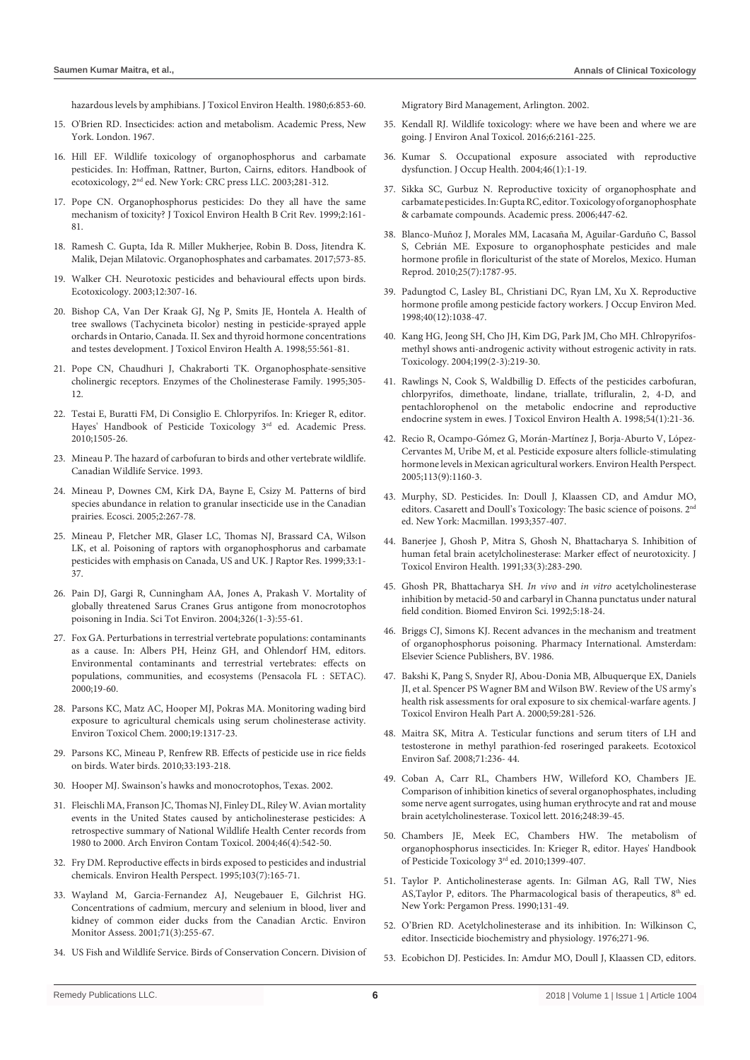hazardous levels by amphibians. J Toxicol Environ Health. 1980;6:853-60.

15. O'Brien RD. Insecticides: action and metabolism. Academic Press, New York. London. 1967.
16. Hill EF. Wildlife toxicology of organophosphorus and carbamate pesticides. In: Hoffman, Rattner, Burton, Cairns, editors. Handbook of ecotoxicology, 2nd ed. New York: CRC press LLC. 2003;281-312.
17. Pope CN. Organophosphorus pesticides: Do they all have the same mechanism of toxicity? J Toxicol Environ Health B Crit Rev. 1999;2:161-81.
18. Ramesh C. Gupta, Ida R. Miller Mukherjee, Robin B. Doss, Jitendra K. Malik, Dejan Milatovic. Organophosphates and carbamates. 2017;573-85.
19. Walker CH. Neurotoxic pesticides and behavioural effects upon birds. Ecotoxicology. 2003;12:307-16.
20. Bishop CA, Van Der Kraak GJ, Ng P, Smits JE, Hontela A. Health of tree swallows (Tachycineta bicolor) nesting in pesticide-sprayed apple orchards in Ontario, Canada. II. Sex and thyroid hormone concentrations and testes development. J Toxicol Environ Health A. 1998;55:561-81.
21. Pope CN, Chaudhuri J, Chakraborti TK. Organophosphate-sensitive cholinergic receptors. Enzymes of the Cholinesterase Family. 1995;305-12.
22. Testai E, Buratti FM, Di Consiglio E. Chlorpyrifos. In: Krieger R, editor. Hayes' Handbook of Pesticide Toxicology 3rd ed. Academic Press. 2010;1505-26.
23. Mineau P. The hazard of carbofuran to birds and other vertebrate wildlife. Canadian Wildlife Service. 1993.
24. Mineau P, Downes CM, Kirk DA, Bayne E, Csizy M. Patterns of bird species abundance in relation to granular insecticide use in the Canadian prairies. Ecosci. 2005;2:267-78.
25. Mineau P, Fletcher MR, Glaser LC, Thomas NJ, Brassard CA, Wilson LK, et al. Poisoning of raptors with organophosphorus and carbamate pesticides with emphasis on Canada, US and UK. J Raptor Res. 1999;33:1-37.
26. Pain DJ, Gargi R, Cunningham AA, Jones A, Prakash V. Mortality of globally threatened Sarus Cranes Grus antigone from monocrotophos poisoning in India. Sci Tot Environ. 2004;326(1-3):55-61.
27. Fox GA. Perturbations in terrestrial vertebrate populations: contaminants as a cause. In: Albers PH, Heinz GH, and Ohlendorf HM, editors. Environmental contaminants and terrestrial vertebrates: effects on populations, communities, and ecosystems (Pensacola FL : SETAC). 2000;19-60.
28. Parsons KC, Matz AC, Hooper MJ, Pokras MA. Monitoring wading bird exposure to agricultural chemicals using serum cholinesterase activity. Environ Toxicol Chem. 2000;19:1317-23.
29. Parsons KC, Mineau P, Renfrew RB. Effects of pesticide use in rice fields on birds. Water birds. 2010;33:193-218.
30. Hooper MJ. Swainson's hawks and monocrotophos, Texas. 2002.
31. Fleischli MA, Franson JC, Thomas NJ, Finley DL, Riley W. Avian mortality events in the United States caused by anticholinesterase pesticides: A retrospective summary of National Wildlife Health Center records from 1980 to 2000. Arch Environ Contam Toxicol. 2004;46(4):542-50.
32. Fry DM. Reproductive effects in birds exposed to pesticides and industrial chemicals. Environ Health Perspect. 1995;103(7):165-71.
33. Wayland M, Garcia-Fernandez AJ, Neugebauer E, Gilchrist HG. Concentrations of cadmium, mercury and selenium in blood, liver and kidney of common eider ducks from the Canadian Arctic. Environ Monitor Assess. 2001;71(3):255-67.
34. US Fish and Wildlife Service. Birds of Conservation Concern. Division of Migratory Bird Management, Arlington. 2002.
35. Kendall RJ. Wildlife toxicology: where we have been and where we are going. J Environ Anal Toxicol. 2016;6:2161-225.
36. Kumar S. Occupational exposure associated with reproductive dysfunction. J Occup Health. 2004;46(1):1-19.
37. Sikka SC, Gurbuz N. Reproductive toxicity of organophosphate and carbamate pesticides. In: Gupta RC, editor. Toxicology of organophosphate & carbamate compounds. Academic press. 2006;447-62.
38. Blanco-Muñoz J, Morales MM, Lacasaña M, Aguilar-Garduño C, Bassol S, Cebrián ME. Exposure to organophosphate pesticides and male hormone profile in floriculturist of the state of Morelos, Mexico. Human Reprod. 2010;25(7):1787-95.
39. Padungtod C, Lasley BL, Christiani DC, Ryan LM, Xu X. Reproductive hormone profile among pesticide factory workers. J Occup Environ Med. 1998;40(12):1038-47.
40. Kang HG, Jeong SH, Cho JH, Kim DG, Park JM, Cho MH. Chlropyrifos-methyl shows anti-androgenic activity without estrogenic activity in rats. Toxicology. 2004;199(2-3):219-30.
41. Rawlings N, Cook S, Waldbillig D. Effects of the pesticides carbofuran, chlorpyrifos, dimethoate, lindane, triallate, trifluralin, 2, 4-D, and pentachlorophenol on the metabolic endocrine and reproductive endocrine system in ewes. J Toxicol Environ Health A. 1998;54(1):21-36.
42. Recio R, Ocampo-Gómez G, Morán-Martínez J, Borja-Aburto V, López-Cervantes M, Uribe M, et al. Pesticide exposure alters follicle-stimulating hormone levels in Mexican agricultural workers. Environ Health Perspect. 2005;113(9):1160-3.
43. Murphy, SD. Pesticides. In: Doull J, Klaassen CD, and Amdur MO, editors. Casarett and Doull's Toxicology: The basic science of poisons. 2nd ed. New York: Macmillan. 1993;357-407.
44. Banerjee J, Ghosh P, Mitra S, Ghosh N, Bhattacharya S. Inhibition of human fetal brain acetylcholinesterase: Marker effect of neurotoxicity. J Toxicol Environ Health. 1991;33(3):283-290.
45. Ghosh PR, Bhattacharya SH. *In vivo* and *in vitro* acetylcholinesterase inhibition by metacid-50 and carbaryl in Channa punctatus under natural field condition. Biomed Environ Sci. 1992;5:18-24.
46. Briggs CJ, Simons KJ. Recent advances in the mechanism and treatment of organophosphorus poisoning. Pharmacy International. Amsterdam: Elsevier Science Publishers, BV. 1986.
47. Bakshi K, Pang S, Snyder RJ, Abou-Donia MB, Albuquerque EX, Daniels JI, et al. Spencer PS Wagner BM and Wilson BW. Review of the US army's health risk assessments for oral exposure to six chemical-warfare agents. J Toxicol Environ Healh Part A. 2000;59:281-526.
48. Maitra SK, Mitra A. Testicular functions and serum titers of LH and testosterone in methyl parathion-fed roseringed parakeets. Ecotoxicol Environ Saf. 2008;71:236- 44.
49. Coban A, Carr RL, Chambers HW, Willeford KO, Chambers JE. Comparison of inhibition kinetics of several organophosphates, including some nerve agent surrogates, using human erythrocyte and rat and mouse brain acetylcholinesterase. Toxicol lett. 2016;248:39-45.
50. Chambers JE, Meek EC, Chambers HW. The metabolism of organophosphorus insecticides. In: Krieger R, editor. Hayes' Handbook of Pesticide Toxicology 3rd ed. 2010;1399-407.
51. Taylor P. Anticholinesterase agents. In: Gilman AG, Rall TW, Nies AS,Taylor P, editors. The Pharmacological basis of therapeutics, 8th ed. New York: Pergamon Press. 1990;131-49.
52. O'Brien RD. Acetylcholinesterase and its inhibition. In: Wilkinson C, editor. Insecticide biochemistry and physiology. 1976;271-96.
53. Ecobichon DJ. Pesticides. In: Amdur MO, Doull J, Klaassen CD, editors.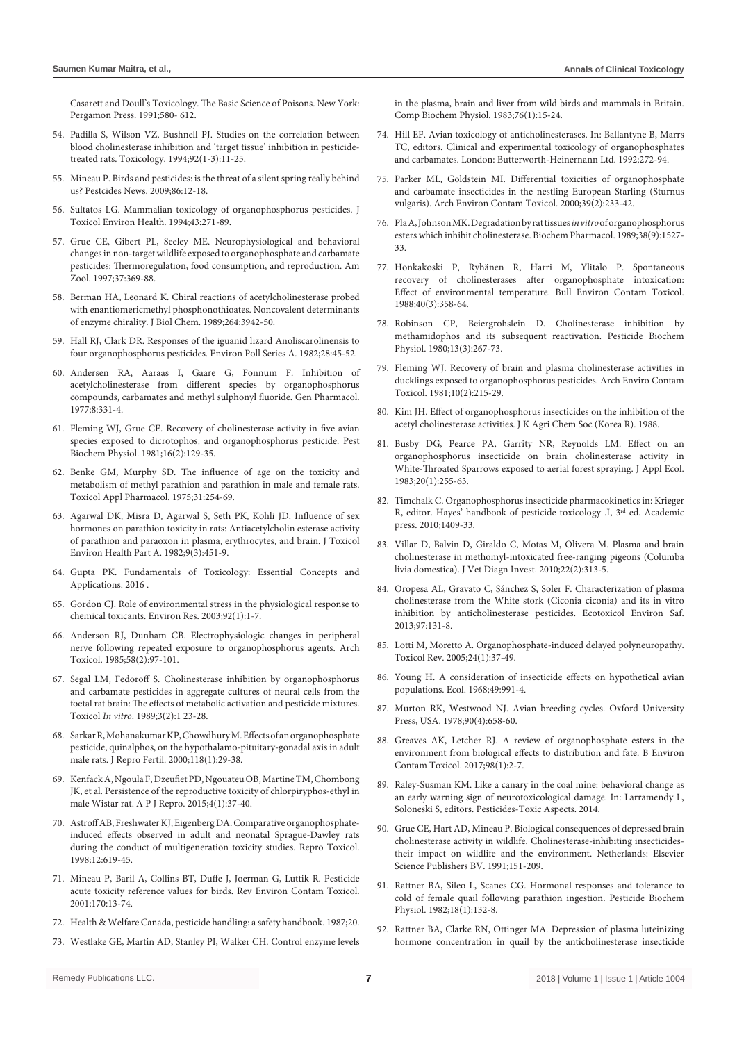Casarett and Doull's Toxicology. The Basic Science of Poisons. New York: Pergamon Press. 1991;580- 612.

54. Padilla S, Wilson VZ, Bushnell PJ. Studies on the correlation between blood cholinesterase inhibition and 'target tissue' inhibition in pesticide-treated rats. Toxicology. 1994;92(1-3):11-25.

55. Mineau P. Birds and pesticides: is the threat of a silent spring really behind us? Pestcides News. 2009;86:12-18.

56. Sultatos LG. Mammalian toxicology of organophosphorus pesticides. J Toxicol Environ Health. 1994;43:271-89.

57. Grue CE, Gibert PL, Seeley ME. Neurophysiological and behavioral changes in non-target wildlife exposed to organophosphate and carbamate pesticides: Thermoregulation, food consumption, and reproduction. Am Zool. 1997;37:369-88.

58. Berman HA, Leonard K. Chiral reactions of acetylcholinesterase probed with enantiomericmethyl phosphonothioates. Noncovalent determinants of enzyme chirality. J Biol Chem. 1989;264:3942-50.

59. Hall RJ, Clark DR. Responses of the iguanid lizard Anoliscarolinensis to four organophosphorus pesticides. Environ Poll Series A. 1982;28:45-52.

60. Andersen RA, Aaraas I, Gaare G, Fonnum F. Inhibition of acetylcholinesterase from different species by organophosphorus compounds, carbamates and methyl sulphonyl fluoride. Gen Pharmacol. 1977;8:331-4.

61. Fleming WJ, Grue CE. Recovery of cholinesterase activity in five avian species exposed to dicrotophos, and organophosphorus pesticide. Pest Biochem Physiol. 1981;16(2):129-35.

62. Benke GM, Murphy SD. The influence of age on the toxicity and metabolism of methyl parathion and parathion in male and female rats. Toxicol Appl Pharmacol. 1975;31:254-69.

63. Agarwal DK, Misra D, Agarwal S, Seth PK, Kohli JD. Influence of sex hormones on parathion toxicity in rats: Antiacetylcholin esterase activity of parathion and paraoxon in plasma, erythrocytes, and brain. J Toxicol Environ Health Part A. 1982;9(3):451-9.

64. Gupta PK. Fundamentals of Toxicology: Essential Concepts and Applications. 2016 .

65. Gordon CJ. Role of environmental stress in the physiological response to chemical toxicants. Environ Res. 2003;92(1):1-7.

66. Anderson RJ, Dunham CB. Electrophysiologic changes in peripheral nerve following repeated exposure to organophosphorus agents. Arch Toxicol. 1985;58(2):97-101.

67. Segal LM, Fedoroff S. Cholinesterase inhibition by organophosphorus and carbamate pesticides in aggregate cultures of neural cells from the foetal rat brain: The effects of metabolic activation and pesticide mixtures. Toxicol *In vitro*. 1989;3(2):1 23-28.

68. Sarkar R, Mohanakumar KP, Chowdhury M. Effects of an organophosphate pesticide, quinalphos, on the hypothalamo-pituitary-gonadal axis in adult male rats. J Repro Fertil. 2000;118(1):29-38.

69. Kenfack A, Ngoula F, Dzeufiet PD, Ngouateu OB, Martine TM, Chombong JK, et al. Persistence of the reproductive toxicity of chlorpiryphos-ethyl in male Wistar rat. A P J Repro. 2015;4(1):37-40.

70. Astroff AB, Freshwater KJ, Eigenberg DA. Comparative organophosphate-induced effects observed in adult and neonatal Sprague-Dawley rats during the conduct of multigeneration toxicity studies. Repro Toxicol. 1998;12:619-45.

71. Mineau P, Baril A, Collins BT, Duffe J, Joerman G, Luttik R. Pesticide acute toxicity reference values for birds. Rev Environ Contam Toxicol. 2001;170:13-74.

72. Health & Welfare Canada, pesticide handling: a safety handbook. 1987;20.

73. Westlake GE, Martin AD, Stanley PI, Walker CH. Control enzyme levels in the plasma, brain and liver from wild birds and mammals in Britain. Comp Biochem Physiol. 1983;76(1):15-24.

74. Hill EF. Avian toxicology of anticholinesterases. In: Ballantyne B, Marrs TC, editors. Clinical and experimental toxicology of organophosphates and carbamates. London: Butterworth-Heinernann Ltd. 1992;272-94.

75. Parker ML, Goldstein MI. Differential toxicities of organophosphate and carbamate insecticides in the nestling European Starling (Sturnus vulgaris). Arch Environ Contam Toxicol. 2000;39(2):233-42.

76. Pla A, Johnson MK. Degradation by rat tissues *in vitro* of organophosphorus esters which inhibit cholinesterase. Biochem Pharmacol. 1989;38(9):1527-33.

77. Honkakoski P, Ryhänen R, Harri M, Ylitalo P. Spontaneous recovery of cholinesterases after organophosphate intoxication: Effect of environmental temperature. Bull Environ Contam Toxicol. 1988;40(3):358-64.

78. Robinson CP, Beiergrohslein D. Cholinesterase inhibition by methamidophos and its subsequent reactivation. Pesticide Biochem Physiol. 1980;13(3):267-73.

79. Fleming WJ. Recovery of brain and plasma cholinesterase activities in ducklings exposed to organophosphorus pesticides. Arch Enviro Contam Toxicol. 1981;10(2):215-29.

80. Kim JH. Effect of organophosphorus insecticides on the inhibition of the acetyl cholinesterase activities. J K Agri Chem Soc (Korea R). 1988.

81. Busby DG, Pearce PA, Garrity NR, Reynolds LM. Effect on an organophosphorus insecticide on brain cholinesterase activity in White-Throated Sparrows exposed to aerial forest spraying. J Appl Ecol. 1983;20(1):255-63.

82. Timchalk C. Organophosphorus insecticide pharmacokinetics in: Krieger R, editor. Hayes' handbook of pesticide toxicology .I, 3rd ed. Academic press. 2010;1409-33.

83. Villar D, Balvin D, Giraldo C, Motas M, Olivera M. Plasma and brain cholinesterase in methomyl-intoxicated free-ranging pigeons (Columba livia domestica). J Vet Diagn Invest. 2010;22(2):313-5.

84. Oropesa AL, Gravato C, Sánchez S, Soler F. Characterization of plasma cholinesterase from the White stork (Ciconia ciconia) and its in vitro inhibition by anticholinesterase pesticides. Ecotoxicol Environ Saf. 2013;97:131-8.

85. Lotti M, Moretto A. Organophosphate-induced delayed polyneuropathy. Toxicol Rev. 2005;24(1):37-49.

86. Young H. A consideration of insecticide effects on hypothetical avian populations. Ecol. 1968;49:991-4.

87. Murton RK, Westwood NJ. Avian breeding cycles. Oxford University Press, USA. 1978;90(4):658-60.

88. Greaves AK, Letcher RJ. A review of organophosphate esters in the environment from biological effects to distribution and fate. B Environ Contam Toxicol. 2017;98(1):2-7.

89. Raley-Susman KM. Like a canary in the coal mine: behavioral change as an early warning sign of neurotoxicological damage. In: Larramendy L, Soloneski S, editors. Pesticides-Toxic Aspects. 2014.

90. Grue CE, Hart AD, Mineau P. Biological consequences of depressed brain cholinesterase activity in wildlife. Cholinesterase-inhibiting insecticides-their impact on wildlife and the environment. Netherlands: Elsevier Science Publishers BV. 1991;151-209.

91. Rattner BA, Sileo L, Scanes CG. Hormonal responses and tolerance to cold of female quail following parathion ingestion. Pesticide Biochem Physiol. 1982;18(1):132-8.

92. Rattner BA, Clarke RN, Ottinger MA. Depression of plasma luteinizing hormone concentration in quail by the anticholinesterase insecticide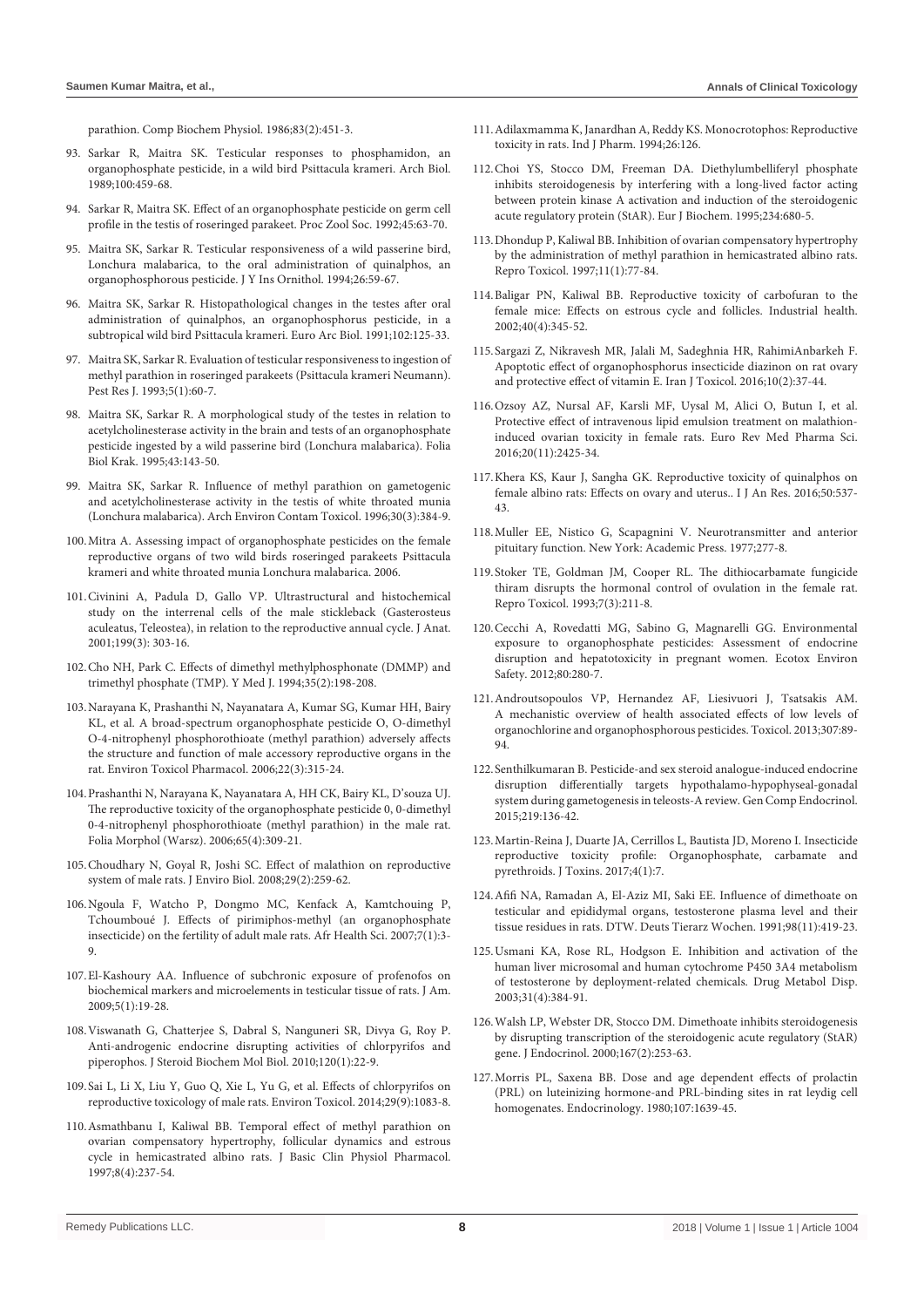parathion. Comp Biochem Physiol. 1986;83(2):451-3.

93. Sarkar R, Maitra SK. Testicular responses to phosphamidon, an organophosphate pesticide, in a wild bird Psittacula krameri. Arch Biol. 1989;100:459-68.

94. Sarkar R, Maitra SK. Effect of an organophosphate pesticide on germ cell profile in the testis of roseringed parakeet. Proc Zool Soc. 1992;45:63-70.

95. Maitra SK, Sarkar R. Testicular responsiveness of a wild passerine bird, Lonchura malabarica, to the oral administration of quinalphos, an organophosphorous pesticide. J Y Ins Ornithol. 1994;26:59-67.

96. Maitra SK, Sarkar R. Histopathological changes in the testes after oral administration of quinalphos, an organophosphorus pesticide, in a subtropical wild bird Psittacula krameri. Euro Arc Biol. 1991;102:125-33.

97. Maitra SK, Sarkar R. Evaluation of testicular responsiveness to ingestion of methyl parathion in roseringed parakeets (Psittacula krameri Neumann). Pest Res J. 1993;5(1):60-7.

98. Maitra SK, Sarkar R. A morphological study of the testes in relation to acetylcholinesterase activity in the brain and tests of an organophosphate pesticide ingested by a wild passerine bird (Lonchura malabarica). Folia Biol Krak. 1995;43:143-50.

99. Maitra SK, Sarkar R. Influence of methyl parathion on gametogenic and acetylcholinesterase activity in the testis of white throated munia (Lonchura malabarica). Arch Environ Contam Toxicol. 1996;30(3):384-9.

100. Mitra A. Assessing impact of organophosphate pesticides on the female reproductive organs of two wild birds roseringed parakeets Psittacula krameri and white throated munia Lonchura malabarica. 2006.

101. Civinini A, Padula D, Gallo VP. Ultrastructural and histochemical study on the interrenal cells of the male stickleback (Gasterosteus aculeatus, Teleostea), in relation to the reproductive annual cycle. J Anat. 2001;199(3): 303-16.

102. Cho NH, Park C. Effects of dimethyl methylphosphonate (DMMP) and trimethyl phosphate (TMP). Y Med J. 1994;35(2):198-208.

103. Narayana K, Prashanthi N, Nayanatara A, Kumar SG, Kumar HH, Bairy KL, et al. A broad-spectrum organophosphate pesticide O, O-dimethyl O-4-nitrophenyl phosphorothioate (methyl parathion) adversely affects the structure and function of male accessory reproductive organs in the rat. Environ Toxicol Pharmacol. 2006;22(3):315-24.

104. Prashanthi N, Narayana K, Nayanatara A, HH CK, Bairy KL, D'souza UJ. The reproductive toxicity of the organophosphate pesticide 0, 0-dimethyl 0-4-nitrophenyl phosphorothioate (methyl parathion) in the male rat. Folia Morphol (Warsz). 2006;65(4):309-21.

105. Choudhary N, Goyal R, Joshi SC. Effect of malathion on reproductive system of male rats. J Enviro Biol. 2008;29(2):259-62.

106. Ngoula F, Watcho P, Dongmo MC, Kenfack A, Kamtchouing P, Tchoumboué J. Effects of pirimiphos-methyl (an organophosphate insecticide) on the fertility of adult male rats. Afr Health Sci. 2007;7(1):3-9.

107. El-Kashoury AA. Influence of subchronic exposure of profenofos on biochemical markers and microelements in testicular tissue of rats. J Am. 2009;5(1):19-28.

108. Viswanath G, Chatterjee S, Dabral S, Nanguneri SR, Divya G, Roy P. Anti-androgenic endocrine disrupting activities of chlorpyrifos and piperophos. J Steroid Biochem Mol Biol. 2010;120(1):22-9.

109. Sai L, Li X, Liu Y, Guo Q, Xie L, Yu G, et al. Effects of chlorpyrifos on reproductive toxicology of male rats. Environ Toxicol. 2014;29(9):1083-8.

110. Asmathbanu I, Kaliwal BB. Temporal effect of methyl parathion on ovarian compensatory hypertrophy, follicular dynamics and estrous cycle in hemicastrated albino rats. J Basic Clin Physiol Pharmacol. 1997;8(4):237-54.

111. Adilaxmamma K, Janardhan A, Reddy KS. Monocrotophos: Reproductive toxicity in rats. Ind J Pharm. 1994;26:126.

112. Choi YS, Stocco DM, Freeman DA. Diethylumbelliferyl phosphate inhibits steroidogenesis by interfering with a long-lived factor acting between protein kinase A activation and induction of the steroidogenic acute regulatory protein (StAR). Eur J Biochem. 1995;234:680-5.

113. Dhondup P, Kaliwal BB. Inhibition of ovarian compensatory hypertrophy by the administration of methyl parathion in hemicastrated albino rats. Repro Toxicol. 1997;11(1):77-84.

114. Baligar PN, Kaliwal BB. Reproductive toxicity of carbofuran to the female mice: Effects on estrous cycle and follicles. Industrial health. 2002;40(4):345-52.

115. Sargazi Z, Nikravesh MR, Jalali M, Sadeghnia HR, RahimiAnbarkeh F. Apoptotic effect of organophosphorus insecticide diazinon on rat ovary and protective effect of vitamin E. Iran J Toxicol. 2016;10(2):37-44.

116. Ozsoy AZ, Nursal AF, Karsli MF, Uysal M, Alici O, Butun I, et al. Protective effect of intravenous lipid emulsion treatment on malathion-induced ovarian toxicity in female rats. Euro Rev Med Pharma Sci. 2016;20(11):2425-34.

117. Khera KS, Kaur J, Sangha GK. Reproductive toxicity of quinalphos on female albino rats: Effects on ovary and uterus.. I J An Res. 2016;50:537-43.

118. Muller EE, Nistico G, Scapagnini V. Neurotransmitter and anterior pituitary function. New York: Academic Press. 1977;277-8.

119. Stoker TE, Goldman JM, Cooper RL. The dithiocarbamate fungicide thiram disrupts the hormonal control of ovulation in the female rat. Repro Toxicol. 1993;7(3):211-8.

120. Cecchi A, Rovedatti MG, Sabino G, Magnarelli GG. Environmental exposure to organophosphate pesticides: Assessment of endocrine disruption and hepatotoxicity in pregnant women. Ecotox Environ Safety. 2012;80:280-7.

121. Androutsopoulos VP, Hernandez AF, Liesivuori J, Tsatsakis AM. A mechanistic overview of health associated effects of low levels of organochlorine and organophosphorous pesticides. Toxicol. 2013;307:89-94.

122. Senthilkumaran B. Pesticide-and sex steroid analogue-induced endocrine disruption differentially targets hypothalamo-hypophyseal-gonadal system during gametogenesis in teleosts-A review. Gen Comp Endocrinol. 2015;219:136-42.

123. Martin-Reina J, Duarte JA, Cerrillos L, Bautista JD, Moreno I. Insecticide reproductive toxicity profile: Organophosphate, carbamate and pyrethroids. J Toxins. 2017;4(1):7.

124. Afifi NA, Ramadan A, El-Aziz MI, Saki EE. Influence of dimethoate on testicular and epididymal organs, testosterone plasma level and their tissue residues in rats. DTW. Deuts Tierarz Wochen. 1991;98(11):419-23.

125. Usmani KA, Rose RL, Hodgson E. Inhibition and activation of the human liver microsomal and human cytochrome P450 3A4 metabolism of testosterone by deployment-related chemicals. Drug Metabol Disp. 2003;31(4):384-91.

126. Walsh LP, Webster DR, Stocco DM. Dimethoate inhibits steroidogenesis by disrupting transcription of the steroidogenic acute regulatory (StAR) gene. J Endocrinol. 2000;167(2):253-63.

127. Morris PL, Saxena BB. Dose and age dependent effects of prolactin (PRL) on luteinizing hormone-and PRL-binding sites in rat leydig cell homogenates. Endocrinology. 1980;107:1639-45.